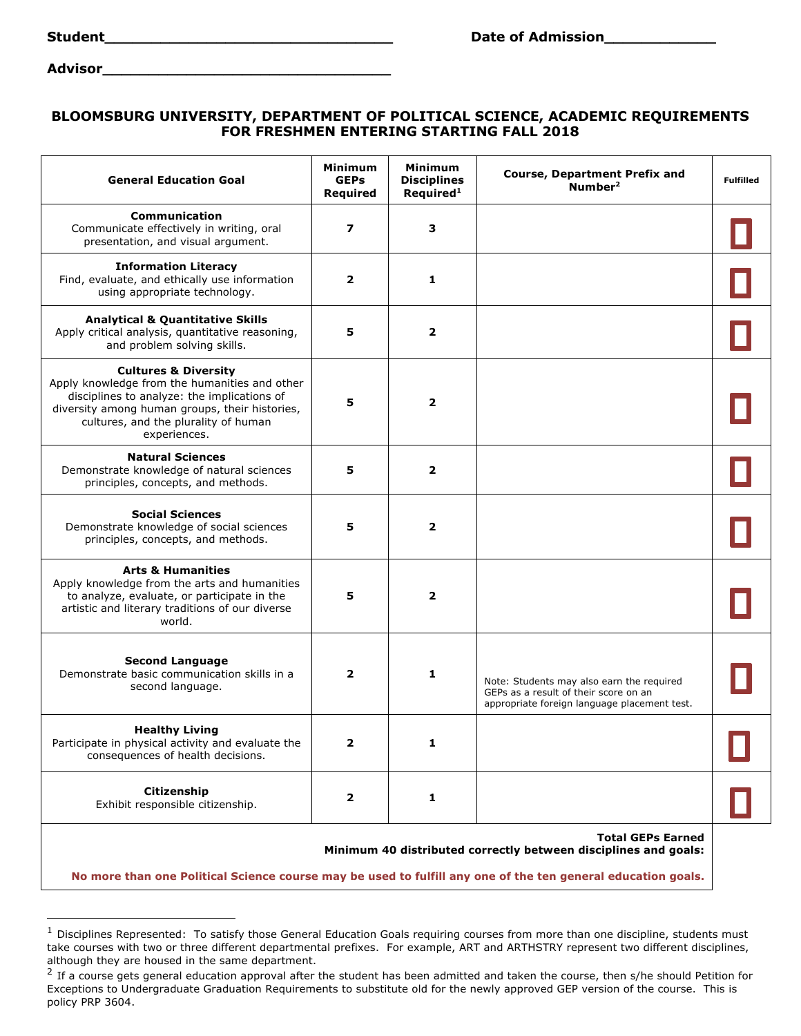**Student**_______________________________ **Date of Admission**____________

**Advisor**_______________________________

## BLOOMSBURG UNIVERSITY, DEPARTMENT OF POLITICAL SCIENCE, ACADEMIC REQUIREMENTS FOR FRESHMEN ENTERING STARTING FALL 2018

| General Education Goal | Minimum GEPs Required | Minimum Disciplines Required[1] | Course, Department Prefix and Number[2] | Fulfilled |
|---|---|---|---|---|
| **Communication** Communicate effectively in writing, oral presentation, and visual argument. | **7** | **3** | | ☐ |
| **Information Literacy** Find, evaluate, and ethically use information using appropriate technology. | **2** | **1** | | ☐ |
| **Analytical & Quantitative Skills** Apply critical analysis, quantitative reasoning, and problem solving skills. | **5** | **2** | | ☐ |
| **Cultures & Diversity** Apply knowledge from the humanities and other disciplines to analyze: the implications of diversity among human groups, their histories, cultures, and the plurality of human experiences. | **5** | **2** | | ☐ |
| **Natural Sciences** Demonstrate knowledge of natural sciences principles, concepts, and methods. | **5** | **2** | | ☐ |
| **Social Sciences** Demonstrate knowledge of social sciences principles, concepts, and methods. | **5** | **2** | | ☐ |
| **Arts & Humanities** Apply knowledge from the arts and humanities to analyze, evaluate, or participate in the artistic and literary traditions of our diverse world. | **5** | **2** | | ☐ |
| **Second Language** Demonstrate basic communication skills in a second language. | **2** | **1** | Note: Students may also earn the required GEPs as a result of their score on an appropriate foreign language placement test. | ☐ |
| **Healthy Living** Participate in physical activity and evaluate the consequences of health decisions. | **2** | **1** | | ☐ |
| **Citizenship** Exhibit responsible citizenship. | **2** | **1** | | ☐ |

**Total GEPs Earned**
**Minimum 40 distributed correctly between disciplines and goals:**

**No more than one Political Science course may be used to fulfill any one of the ten general education goals.**

---

[1] Disciplines Represented: To satisfy those General Education Goals requiring courses from more than one discipline, students must take courses with two or three different departmental prefixes. For example, ART and ARTHSTRY represent two different disciplines, although they are housed in the same department.

[2] If a course gets general education approval after the student has been admitted and taken the course, then s/he should Petition for Exceptions to Undergraduate Graduation Requirements to substitute old for the newly approved GEP version of the course. This is policy PRP 3604.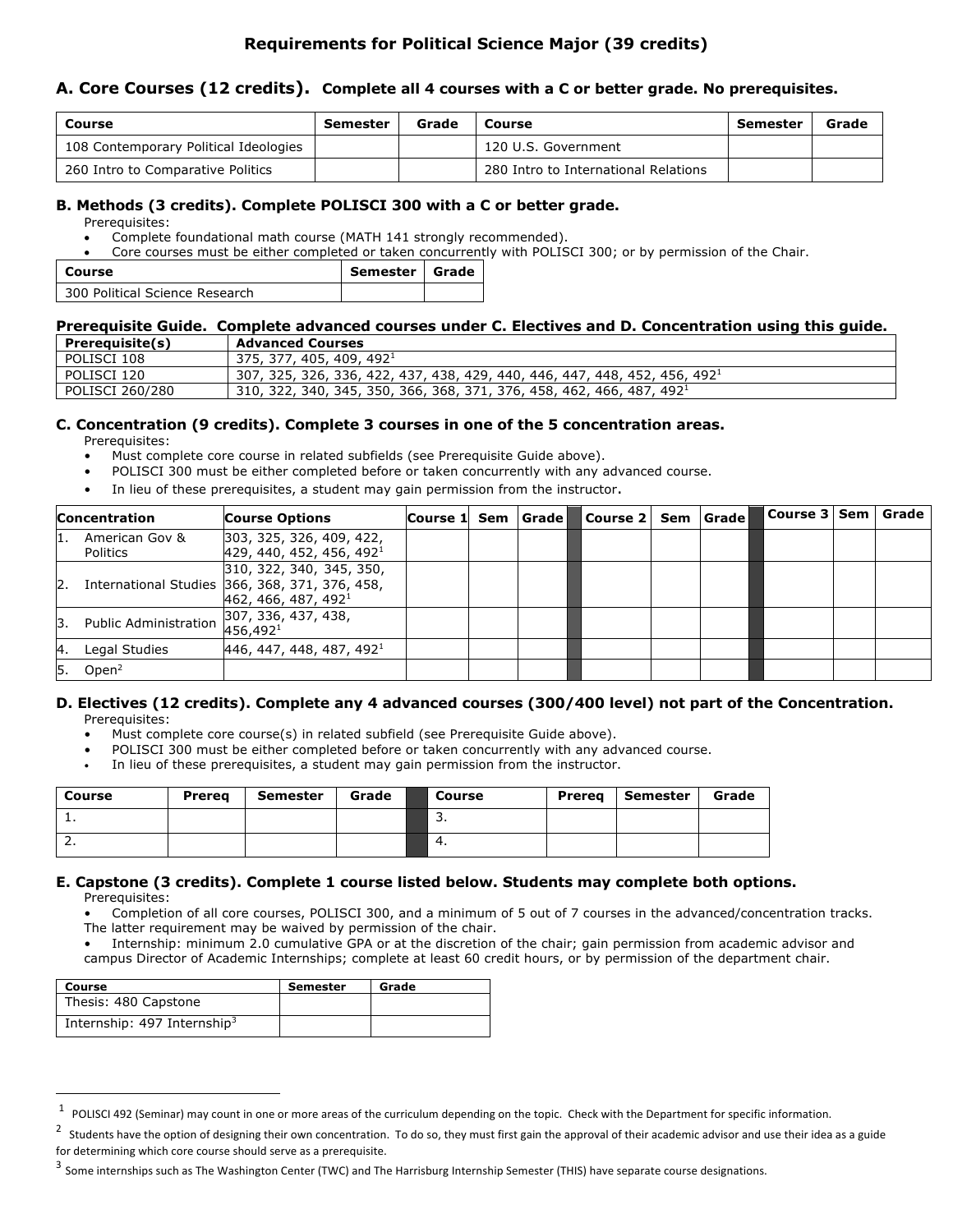# Requirements for Political Science Major (39 credits)

## A. Core Courses (12 credits). Complete all 4 courses with a C or better grade. No prerequisites.

| Course | Semester | Grade | Course | Semester | Grade |
|---|---|---|---|---|---|
| 108 Contemporary Political Ideologies | | | 120 U.S. Government | | |
| 260 Intro to Comparative Politics | | | 280 Intro to International Relations | | |

### B. Methods (3 credits). Complete POLISCI 300 with a C or better grade.

Prerequisites:

- Complete foundational math course (MATH 141 strongly recommended).
- Core courses must be either completed or taken concurrently with POLISCI 300; or by permission of the Chair.

| Course | Semester | Grade |
|---|---|---|
| 300 Political Science Research | | |

### Prerequisite Guide. Complete advanced courses under C. Electives and D. Concentration using this guide.

| Prerequisite(s) | Advanced Courses |
|---|---|
| POLISCI 108 | 375, 377, 405, 409, 492[1] |
| POLISCI 120 | 307, 325, 326, 336, 422, 437, 438, 429, 440, 446, 447, 448, 452, 456, 492[1] |
| POLISCI 260/280 | 310, 322, 340, 345, 350, 366, 368, 371, 376, 458, 462, 466, 487, 492[1] |

### C. Concentration (9 credits). Complete 3 courses in one of the 5 concentration areas.

Prerequisites:

- Must complete core course in related subfields (see Prerequisite Guide above).
- POLISCI 300 must be either completed before or taken concurrently with any advanced course.
- In lieu of these prerequisites, a student may gain permission from the instructor.

| Concentration | Course Options | Course 1 | Sem | Grade | Course 2 | Sem | Grade | Course 3 | Sem | Grade |
|---|---|---|---|---|---|---|---|---|---|---|
| 1. American Gov & Politics | 303, 325, 326, 409, 422, 429, 440, 452, 456, 492[1] | | | | | | | | | |
| 2. International Studies | 310, 322, 340, 345, 350, 366, 368, 371, 376, 458, 462, 466, 487, 492[1] | | | | | | | | | |
| 3. Public Administration | 307, 336, 437, 438, 456,492[1] | | | | | | | | | |
| 4. Legal Studies | 446, 447, 448, 487, 492[1] | | | | | | | | | |
| 5. Open[2] | | | | | | | | | | |

### D. Electives (12 credits). Complete any 4 advanced courses (300/400 level) not part of the Concentration.

Prerequisites:

- Must complete core course(s) in related subfield (see Prerequisite Guide above).
- POLISCI 300 must be either completed before or taken concurrently with any advanced course.
- In lieu of these prerequisites, a student may gain permission from the instructor.

| Course | Prereq | Semester | Grade | Course | Prereq | Semester | Grade |
|---|---|---|---|---|---|---|---|
| 1. | | | | 3. | | | |
| 2. | | | | 4. | | | |

### E. Capstone (3 credits). Complete 1 course listed below. Students may complete both options.

Prerequisites:

- Completion of all core courses, POLISCI 300, and a minimum of 5 out of 7 courses in the advanced/concentration tracks. The latter requirement may be waived by permission of the chair.
- Internship: minimum 2.0 cumulative GPA or at the discretion of the chair; gain permission from academic advisor and campus Director of Academic Internships; complete at least 60 credit hours, or by permission of the department chair.

| Course | Semester | Grade |
|---|---|---|
| Thesis: 480 Capstone | | |
| Internship: 497 Internship[3] | | |

---

[1] POLISCI 492 (Seminar) may count in one or more areas of the curriculum depending on the topic. Check with the Department for specific information.

[2] Students have the option of designing their own concentration. To do so, they must first gain the approval of their academic advisor and use their idea as a guide for determining which core course should serve as a prerequisite.

[3] Some internships such as The Washington Center (TWC) and The Harrisburg Internship Semester (THIS) have separate course designations.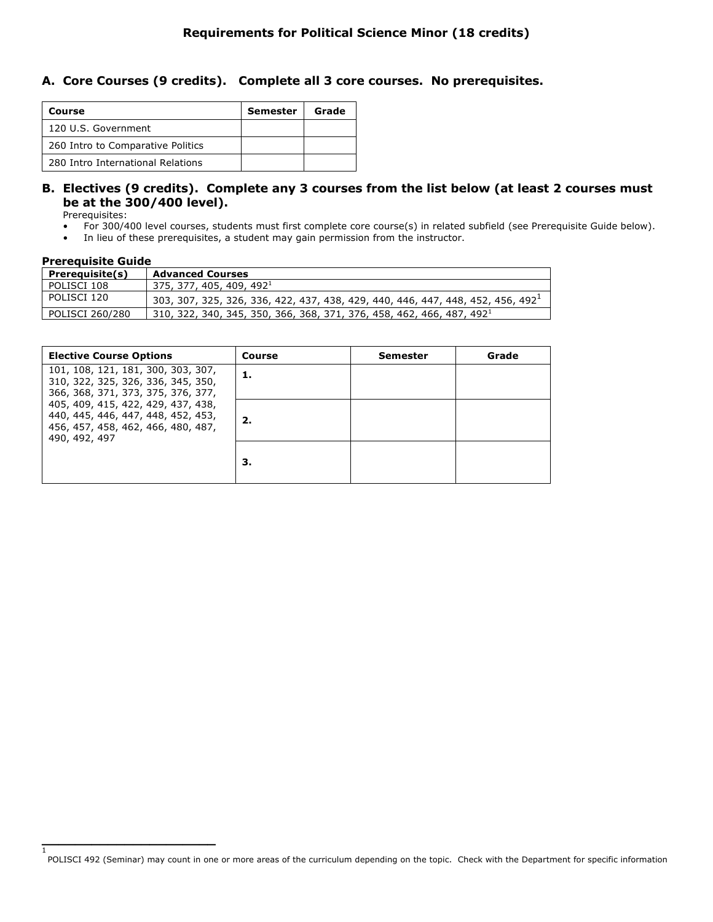# Requirements for Political Science Minor (18 credits)

## A. Core Courses (9 credits). Complete all 3 core courses. No prerequisites.

| Course | Semester | Grade |
|---|---|---|
| 120 U.S. Government | | |
| 260 Intro to Comparative Politics | | |
| 280 Intro International Relations | | |

## B. Electives (9 credits). Complete any 3 courses from the list below (at least 2 courses must be at the 300/400 level).

Prerequisites:

- For 300/400 level courses, students must first complete core course(s) in related subfield (see Prerequisite Guide below).
- In lieu of these prerequisites, a student may gain permission from the instructor.

### Prerequisite Guide

| Prerequisite(s) | Advanced Courses |
|---|---|
| POLISCI 108 | 375, 377, 405, 409, 492[1] |
| POLISCI 120 | 303, 307, 325, 326, 336, 422, 437, 438, 429, 440, 446, 447, 448, 452, 456, 492[1] |
| POLISCI 260/280 | 310, 322, 340, 345, 350, 366, 368, 371, 376, 458, 462, 466, 487, 492[1] |

| Elective Course Options | Course | Semester | Grade |
|---|---|---|---|
| 101, 108, 121, 181, 300, 303, 307, 310, 322, 325, 326, 336, 345, 350, 366, 368, 371, 373, 375, 376, 377, 405, 409, 415, 422, 429, 437, 438, 440, 445, 446, 447, 448, 452, 453, 456, 457, 458, 462, 466, 480, 487, 490, 492, 497 | **1.** | | |
| | **2.** | | |
| | **3.** | | |

[1] POLISCI 492 (Seminar) may count in one or more areas of the curriculum depending on the topic. Check with the Department for specific information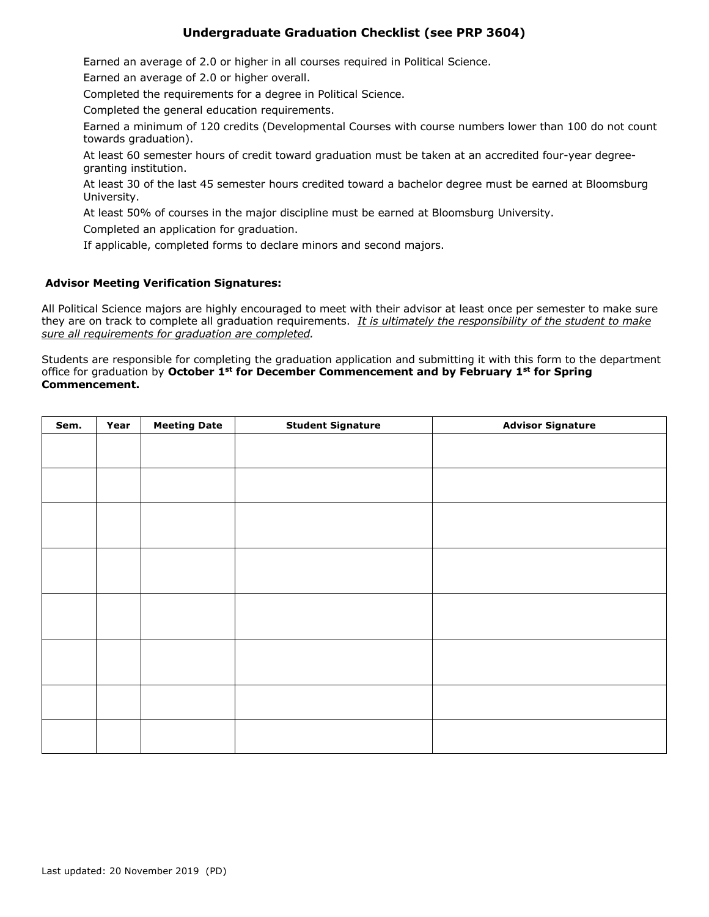## Undergraduate Graduation Checklist (see PRP 3604)

- Earned an average of 2.0 or higher in all courses required in Political Science.
- Earned an average of 2.0 or higher overall.
- Completed the requirements for a degree in Political Science.
- Completed the general education requirements.
- Earned a minimum of 120 credits (Developmental Courses with course numbers lower than 100 do not count towards graduation).
- At least 60 semester hours of credit toward graduation must be taken at an accredited four-year degree-granting institution.
- At least 30 of the last 45 semester hours credited toward a bachelor degree must be earned at Bloomsburg University.
- At least 50% of courses in the major discipline must be earned at Bloomsburg University.
- Completed an application for graduation.
- If applicable, completed forms to declare minors and second majors.

**Advisor Meeting Verification Signatures:**

All Political Science majors are highly encouraged to meet with their advisor at least once per semester to make sure they are on track to complete all graduation requirements. *It is ultimately the responsibility of the student to make sure all requirements for graduation are completed.*

Students are responsible for completing the graduation application and submitting it with this form to the department office for graduation by **October 1st for December Commencement and by February 1st for Spring Commencement.**

| Sem. | Year | Meeting Date | Student Signature | Advisor Signature |
|---|---|---|---|---|
| | | | | |
| | | | | |
| | | | | |
| | | | | |
| | | | | |
| | | | | |
| | | | | |
| | | | | |

Last updated: 20 November 2019 (PD)